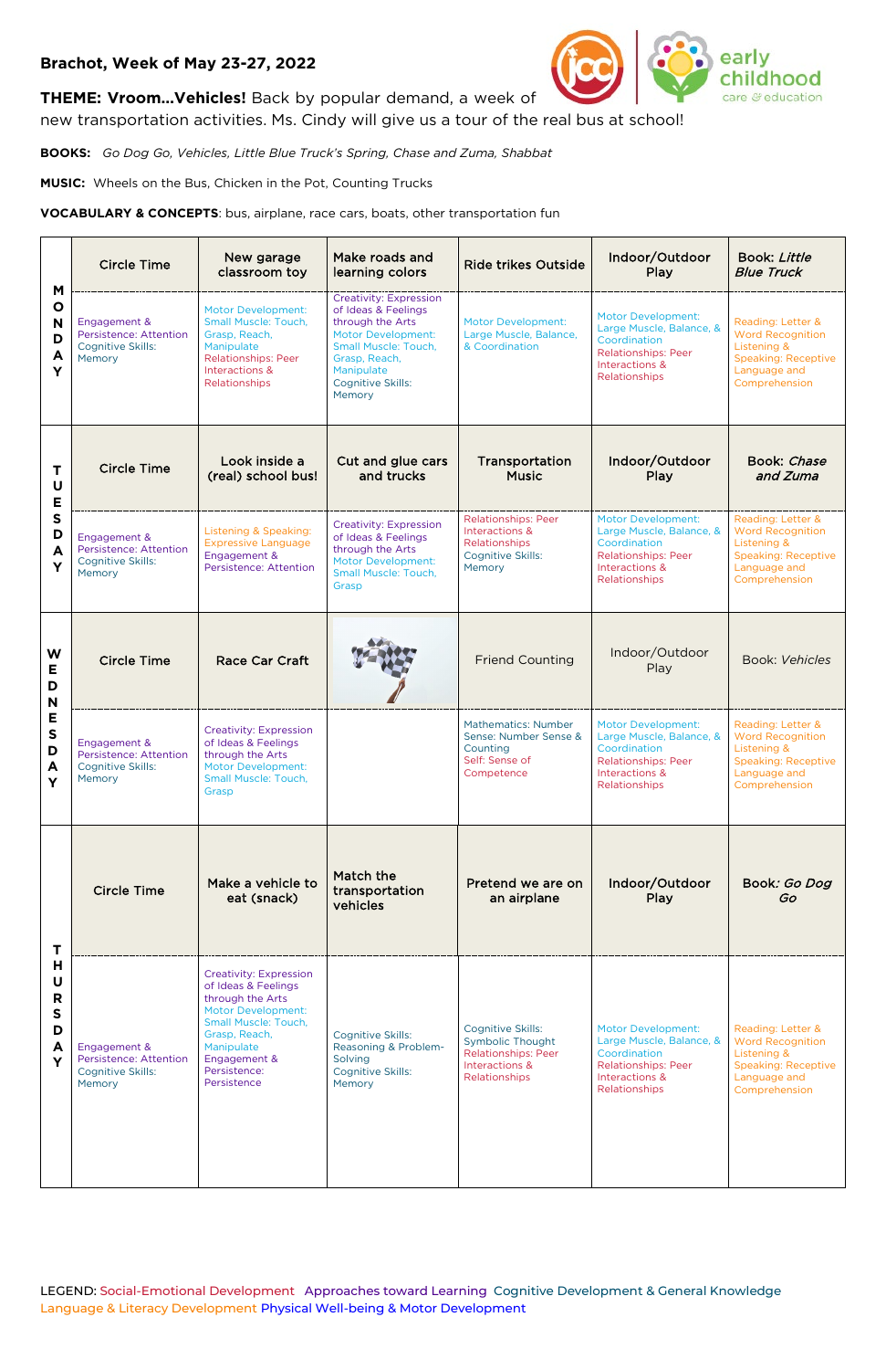**Brachot, Week of May 23-27, 2022**

**THEME: Vroom...Vehicles!** Back by popular demand, a week of new transportation activities. Ms. Cindy will give us a tour of the real bus at school!

**BOOKS:** *Go Dog Go, Vehicles, Little Blue Truck's Spring, Chase and Zuma, Shabbat*

**MUSIC:** Wheels on the Bus, Chicken in the Pot, Counting Trucks

**VOCABULARY & CONCEPTS**: bus, airplane, race cars, boats, other transportation fun

| | | | | | | |
|---|---|---|---|---|---|---|
| **MONDAY** | **Circle Time** | **New garage classroom toy** | **Make roads and learning colors** | **Ride trikes Outside** | **Indoor/Outdoor Play** | **Book: *Little Blue Truck*** |
| | Engagement & Persistence: Attention Cognitive Skills: Memory | Motor Development: Small Muscle: Touch, Grasp, Reach, Manipulate Relationships: Peer Interactions & Relationships | Creativity: Expression of Ideas & Feelings through the Arts Motor Development: Small Muscle: Touch, Grasp, Reach, Manipulate Cognitive Skills: Memory | Motor Development: Large Muscle, Balance, & Coordination | Motor Development: Large Muscle, Balance, & Coordination Relationships: Peer Interactions & Relationships | Reading: Letter & Word Recognition Listening & Speaking: Receptive Language and Comprehension |
| **TUESDAY** | **Circle Time** | **Look inside a (real) school bus!** | **Cut and glue cars and trucks** | **Transportation Music** | **Indoor/Outdoor Play** | **Book: *Chase and Zuma*** |
| | Engagement & Persistence: Attention Cognitive Skills: Memory | Listening & Speaking: Expressive Language Engagement & Persistence: Attention | Creativity: Expression of Ideas & Feelings through the Arts Motor Development: Small Muscle: Touch, Grasp | Relationships: Peer Interactions & Relationships Cognitive Skills: Memory | Motor Development: Large Muscle, Balance, & Coordination Relationships: Peer Interactions & Relationships | Reading: Letter & Word Recognition Listening & Speaking: Receptive Language and Comprehension |
| **WEDNESDAY** | **Circle Time** | **Race Car Craft** | | Friend Counting | Indoor/Outdoor Play | Book: *Vehicles* |
| | Engagement & Persistence: Attention Cognitive Skills: Memory | Creativity: Expression of Ideas & Feelings through the Arts Motor Development: Small Muscle: Touch, Grasp | | Mathematics: Number Sense: Number Sense & Counting Self: Sense of Competence | Motor Development: Large Muscle, Balance, & Coordination Relationships: Peer Interactions & Relationships | Reading: Letter & Word Recognition Listening & Speaking: Receptive Language and Comprehension |
| **THURSDAY** | **Circle Time** | **Make a vehicle to eat (snack)** | **Match the transportation vehicles** | **Pretend we are on an airplane** | **Indoor/Outdoor Play** | **Book: *Go Dog Go*** |
| | Engagement & Persistence: Attention Cognitive Skills: Memory | Creativity: Expression of Ideas & Feelings through the Arts Motor Development: Small Muscle: Touch, Grasp, Reach, Manipulate Engagement & Persistence: Persistence | Cognitive Skills: Reasoning & Problem-Solving Cognitive Skills: Memory | Cognitive Skills: Symbolic Thought Relationships: Peer Interactions & Relationships | Motor Development: Large Muscle, Balance, & Coordination Relationships: Peer Interactions & Relationships | Reading: Letter & Word Recognition Listening & Speaking: Receptive Language and Comprehension |

LEGEND: Social-Emotional Development Approaches toward Learning Cognitive Development & General Knowledge Language & Literacy Development Physical Well-being & Motor Development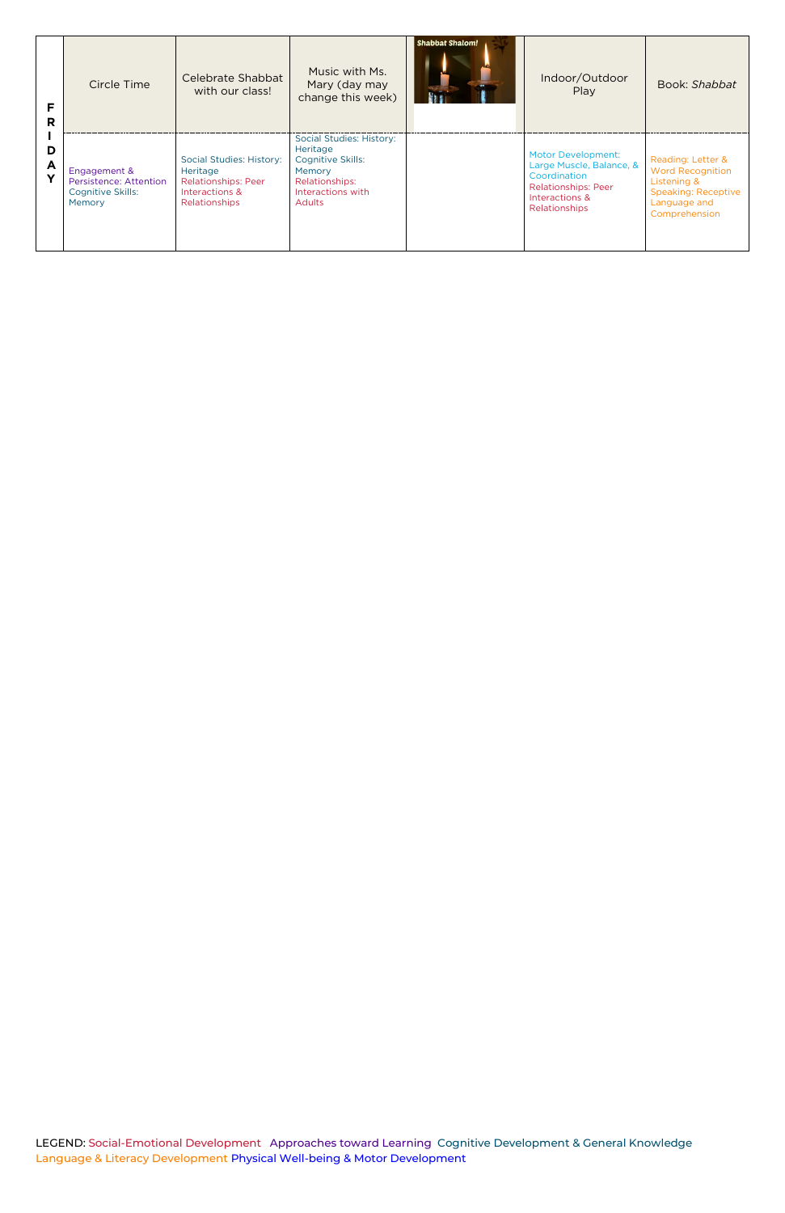| | | | | | | |
|---|---|---|---|---|---|---|
| FRIDAY | Circle Time | Celebrate Shabbat with our class! | Music with Ms. Mary (day may change this week) | Shabbat Shalom! | Indoor/Outdoor Play | Book: *Shabbat* |
| | Engagement & Persistence: Attention Cognitive Skills: Memory | Social Studies: History: Heritage Relationships: Peer Interactions & Relationships | Social Studies: History: Heritage Cognitive Skills: Memory Relationships: Interactions with Adults | | Motor Development: Large Muscle, Balance, & Coordination Relationships: Peer Interactions & Relationships | Reading: Letter & Word Recognition Listening & Speaking: Receptive Language and Comprehension |

LEGEND: Social-Emotional Development Approaches toward Learning Cognitive Development & General Knowledge Language & Literacy Development Physical Well-being & Motor Development